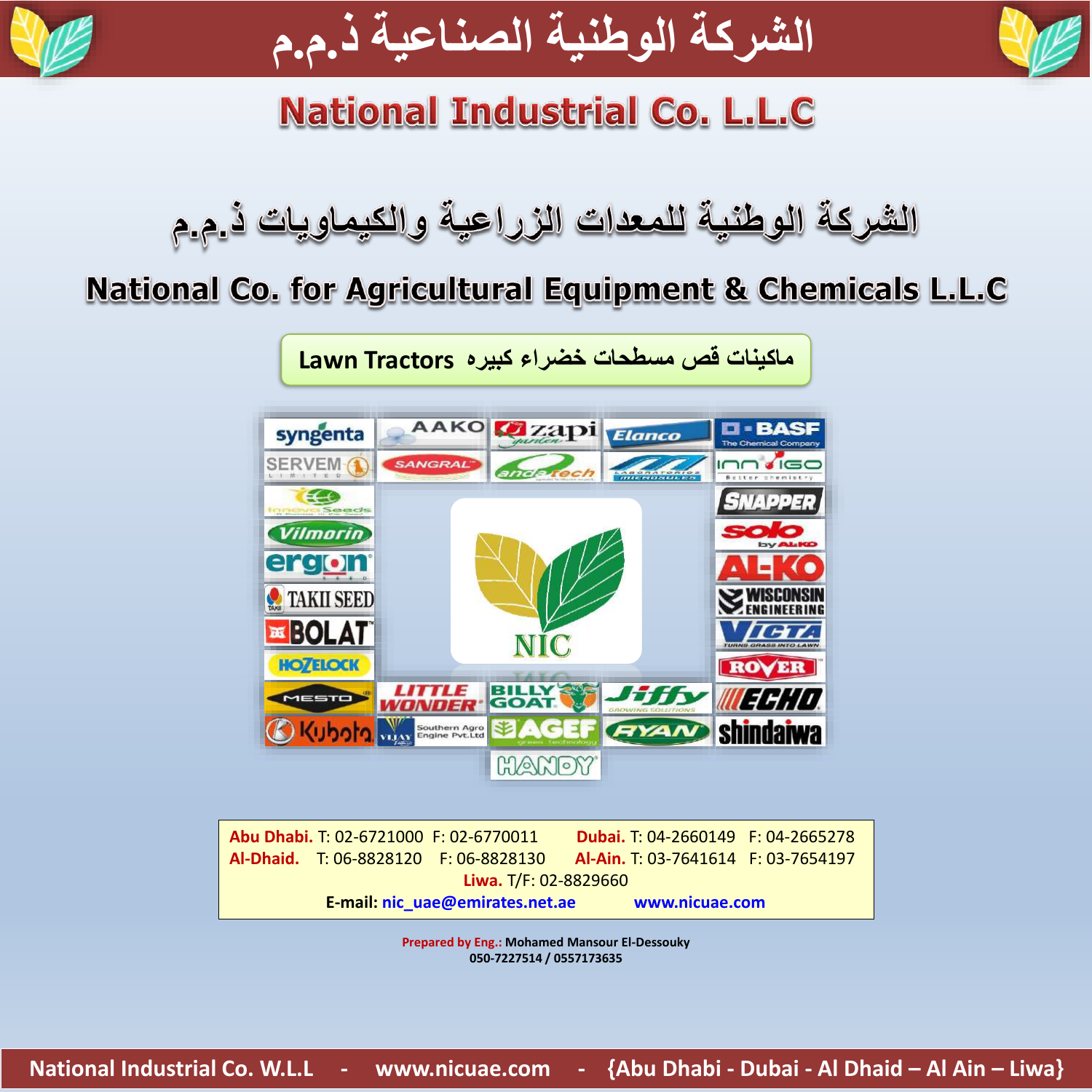# الشركة الوطنية الصناعية ذ.م.م

# National Industrial Co. L.L.C

## الشركة الوطنية للمعدات الزراعية والكيماويات ذ.م.م

## National Co. for Agricultural Equipment & Chemicals L.L.C

### Lawn Tractors ماكينات قص مسطحات خضراء كبيره

syngenta, AAKO, zapi, Elanco, BASF, SERVEM, SANGRAL, andatech, Microsules, Innvigo, Innovaseeds, SNAPPER, Vilmorin, solo by AL-KO, ergon, AL-KO, TAKII SEED, WISCONSIN ENGINEERING, BOLAT, VICTA, HOZELOCK, ROVER, MESTO, LITTLE WONDER, BILLY GOAT, Jiffy, ECHO, Kubota, VIJAY Southern Agro Engine Pvt.Ltd, AGEF, RYAN, shindaiwa, HANDY

NIC

**Abu Dhabi.** T: 02-6721000 F: 02-6770011 **Dubai.** T: 04-2660149 F: 04-2665278
**Al-Dhaid.** T: 06-8828120 F: 06-8828130 **Al-Ain.** T: 03-7641614 F: 03-7654197
**Liwa.** T/F: 02-8829660
**E-mail:** nic_uae@emirates.net.ae www.nicuae.com

**Prepared by Eng.:** Mohamed Mansour El-Dessouky
050-7227514 / 0557173635

National Industrial Co. W.L.L - www.nicuae.com - {Abu Dhabi - Dubai - Al Dhaid – Al Ain – Liwa}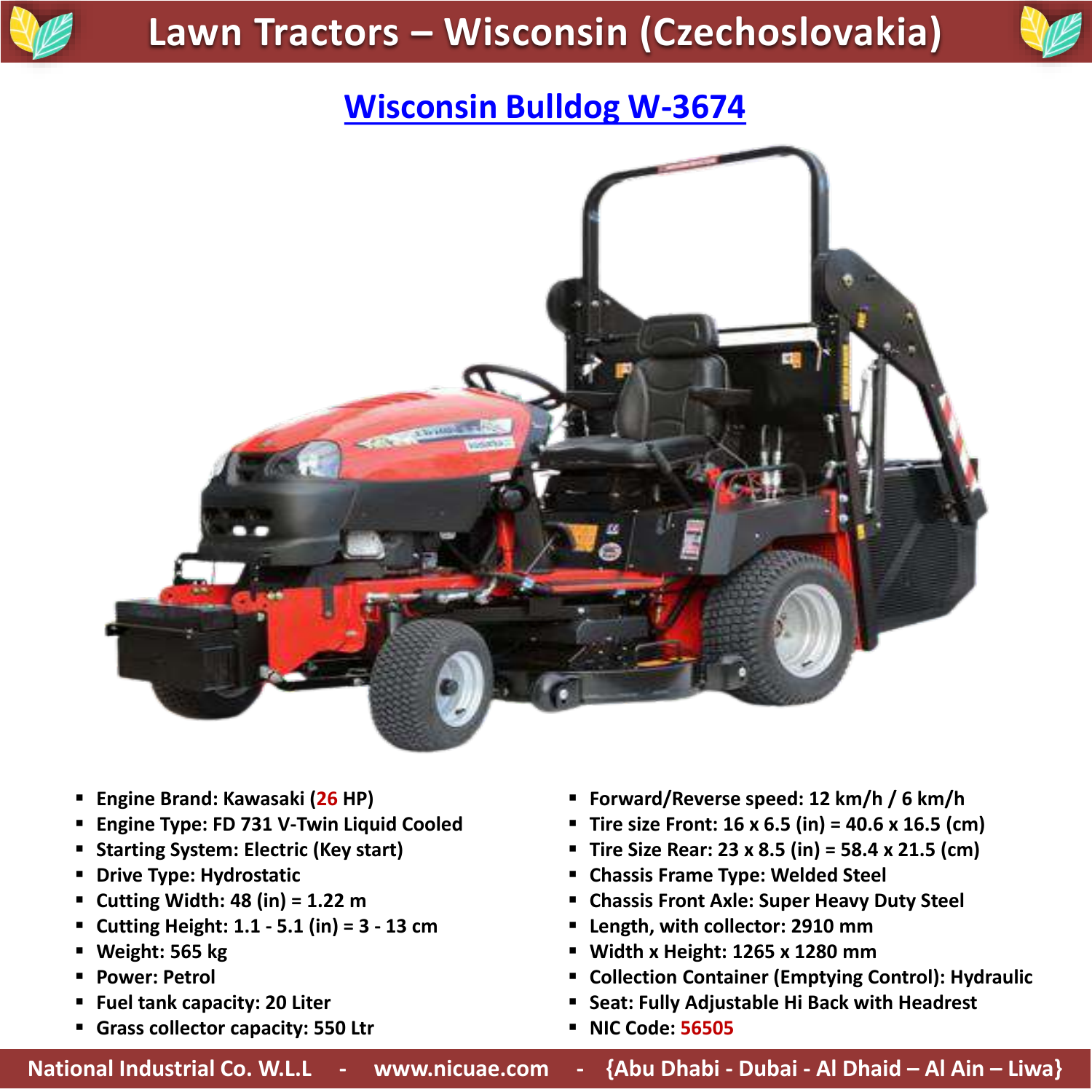# Lawn Tractors – Wisconsin (Czechoslovakia)

## Wisconsin Bulldog W-3674

- Engine Brand: Kawasaki (26 HP)
- Engine Type: FD 731 V-Twin Liquid Cooled
- Starting System: Electric (Key start)
- Drive Type: Hydrostatic
- Cutting Width: 48 (in) = 1.22 m
- Cutting Height: 1.1 - 5.1 (in) = 3 - 13 cm
- Weight: 565 kg
- Power: Petrol
- Fuel tank capacity: 20 Liter
- Grass collector capacity: 550 Ltr
- Forward/Reverse speed: 12 km/h / 6 km/h
- Tire size Front: 16 x 6.5 (in) = 40.6 x 16.5 (cm)
- Tire Size Rear: 23 x 8.5 (in) = 58.4 x 21.5 (cm)
- Chassis Frame Type: Welded Steel
- Chassis Front Axle: Super Heavy Duty Steel
- Length, with collector: 2910 mm
- Width x Height: 1265 x 1280 mm
- Collection Container (Emptying Control): Hydraulic
- Seat: Fully Adjustable Hi Back with Headrest
- NIC Code: 56505

National Industrial Co. W.L.L - www.nicuae.com - {Abu Dhabi - Dubai - Al Dhaid – Al Ain – Liwa}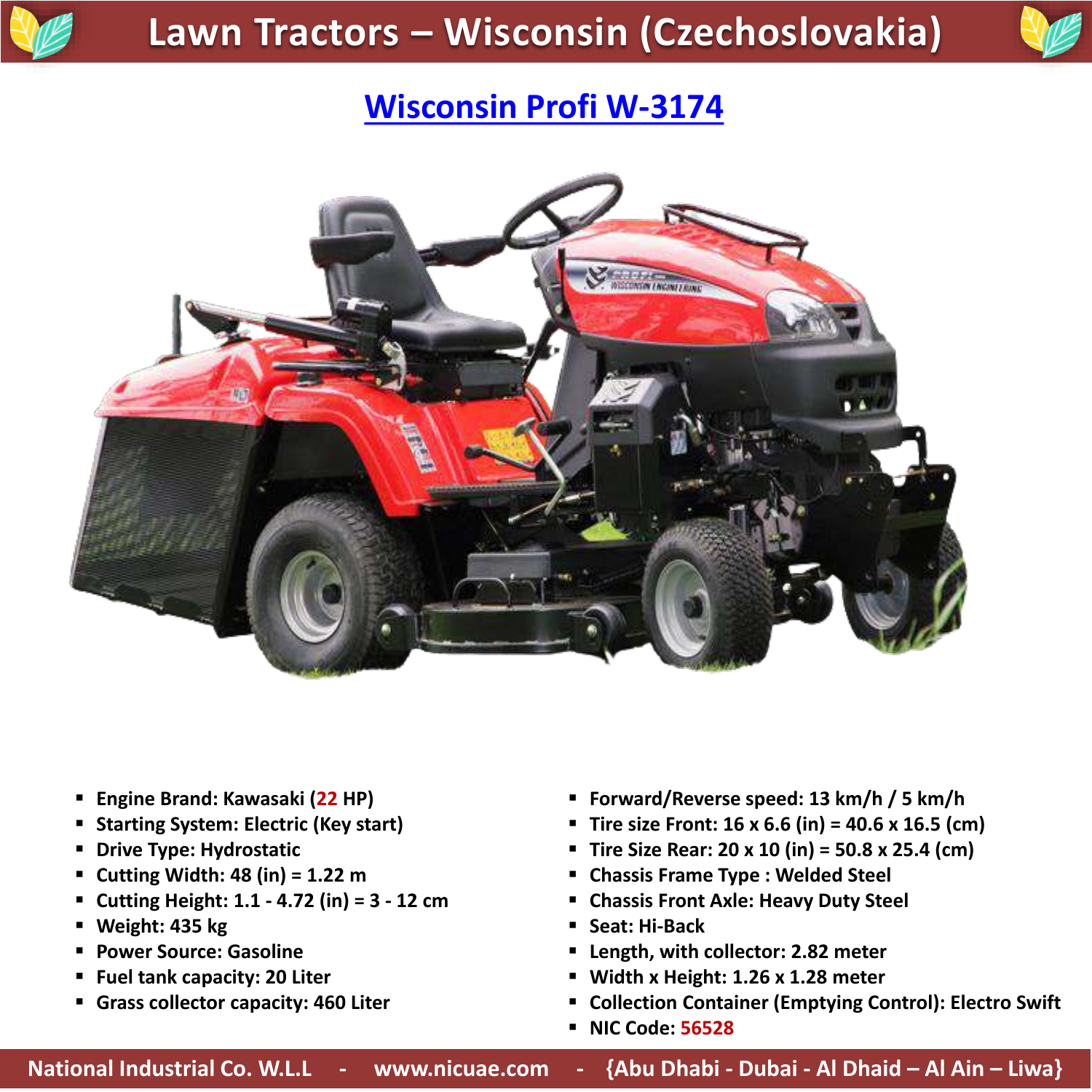# Lawn Tractors – Wisconsin (Czechoslovakia)

## Wisconsin Profi W-3174

- Engine Brand: Kawasaki (22 HP)
- Starting System: Electric (Key start)
- Drive Type: Hydrostatic
- Cutting Width: 48 (in) = 1.22 m
- Cutting Height: 1.1 - 4.72 (in) = 3 - 12 cm
- Weight: 435 kg
- Power Source: Gasoline
- Fuel tank capacity: 20 Liter
- Grass collector capacity: 460 Liter
- Forward/Reverse speed: 13 km/h / 5 km/h
- Tire size Front: 16 x 6.6 (in) = 40.6 x 16.5 (cm)
- Tire Size Rear: 20 x 10 (in) = 50.8 x 25.4 (cm)
- Chassis Frame Type : Welded Steel
- Chassis Front Axle: Heavy Duty Steel
- Seat: Hi-Back
- Length, with collector: 2.82 meter
- Width x Height: 1.26 x 1.28 meter
- Collection Container (Emptying Control): Electro Swift
- NIC Code: 56528

National Industrial Co. W.L.L - www.nicuae.com - {Abu Dhabi - Dubai - Al Dhaid – Al Ain – Liwa}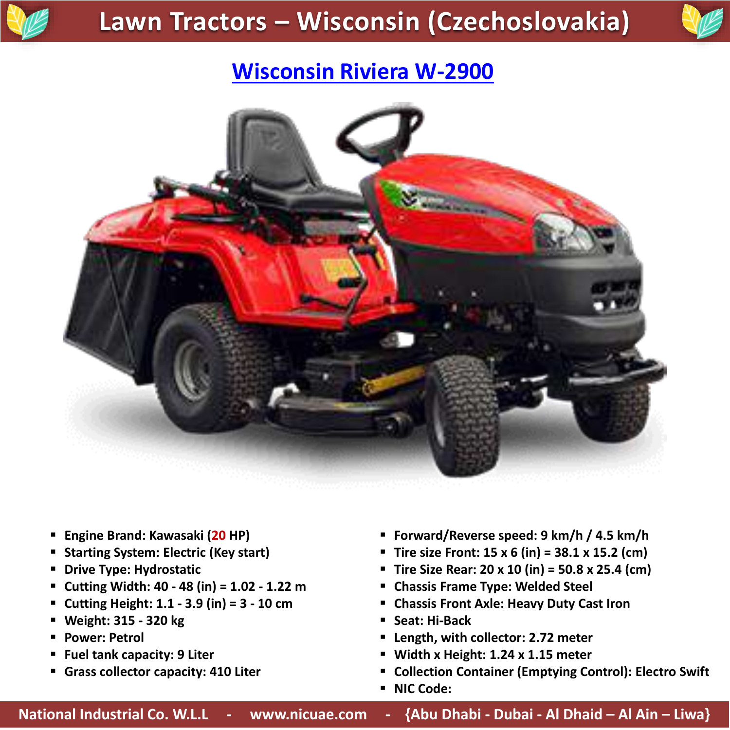# Lawn Tractors – Wisconsin (Czechoslovakia)

## Wisconsin Riviera W-2900

- Engine Brand: Kawasaki (20 HP)
- Starting System: Electric (Key start)
- Drive Type: Hydrostatic
- Cutting Width: 40 - 48 (in) = 1.02 - 1.22 m
- Cutting Height: 1.1 - 3.9 (in) = 3 - 10 cm
- Weight: 315 - 320 kg
- Power: Petrol
- Fuel tank capacity: 9 Liter
- Grass collector capacity: 410 Liter
- Forward/Reverse speed: 9 km/h / 4.5 km/h
- Tire size Front: 15 x 6 (in) = 38.1 x 15.2 (cm)
- Tire Size Rear: 20 x 10 (in) = 50.8 x 25.4 (cm)
- Chassis Frame Type: Welded Steel
- Chassis Front Axle: Heavy Duty Cast Iron
- Seat: Hi-Back
- Length, with collector: 2.72 meter
- Width x Height: 1.24 x 1.15 meter
- Collection Container (Emptying Control): Electro Swift
- NIC Code: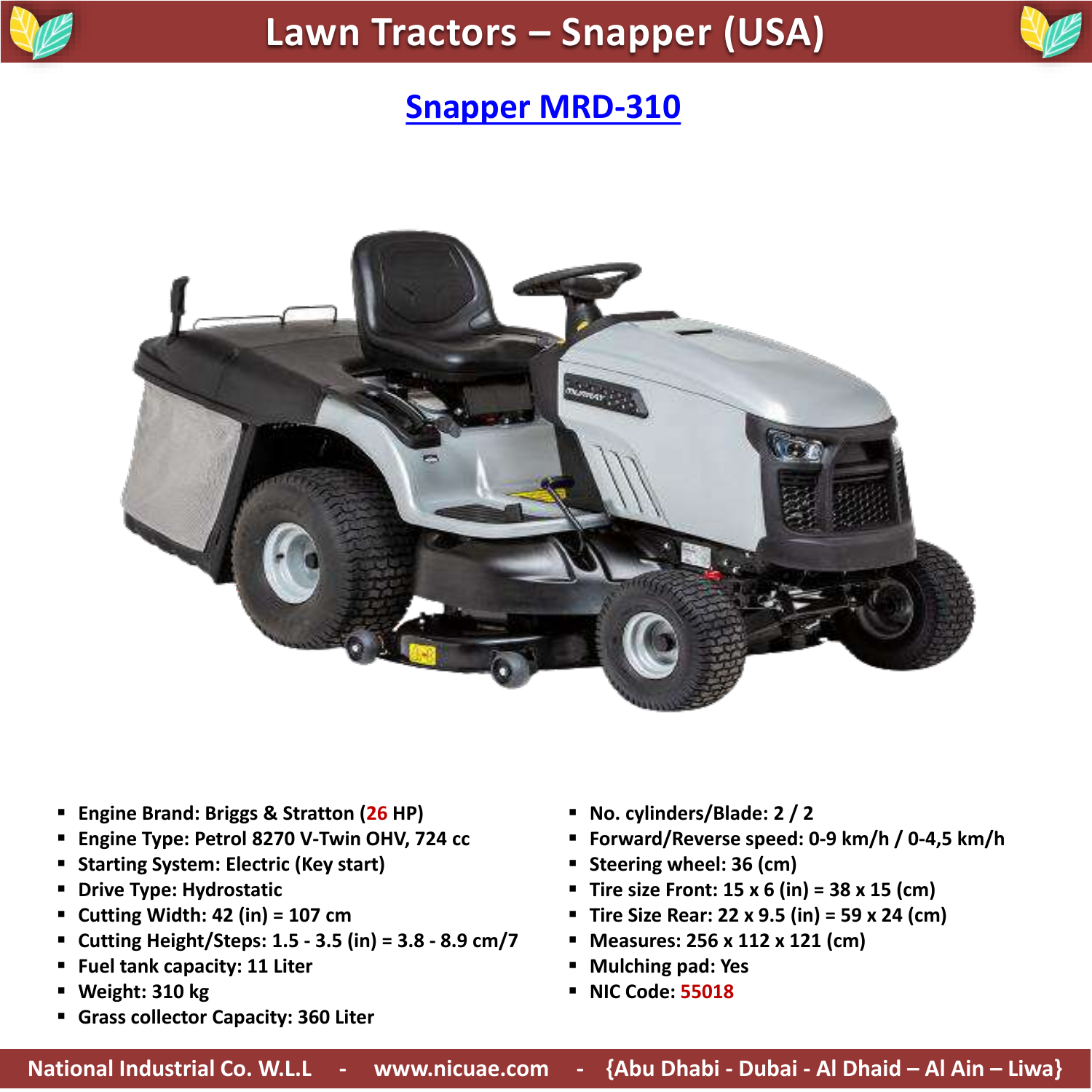# Lawn Tractors – Snapper (USA)

## Snapper MRD-310

- Engine Brand: Briggs & Stratton (26 HP)
- Engine Type: Petrol 8270 V-Twin OHV, 724 cc
- Starting System: Electric (Key start)
- Drive Type: Hydrostatic
- Cutting Width: 42 (in) = 107 cm
- Cutting Height/Steps: 1.5 - 3.5 (in) = 3.8 - 8.9 cm/7
- Fuel tank capacity: 11 Liter
- Weight: 310 kg
- Grass collector Capacity: 360 Liter
- No. cylinders/Blade: 2 / 2
- Forward/Reverse speed: 0-9 km/h / 0-4,5 km/h
- Steering wheel: 36 (cm)
- Tire size Front: 15 x 6 (in) = 38 x 15 (cm)
- Tire Size Rear: 22 x 9.5 (in) = 59 x 24 (cm)
- Measures: 256 x 112 x 121 (cm)
- Mulching pad: Yes
- NIC Code: 55018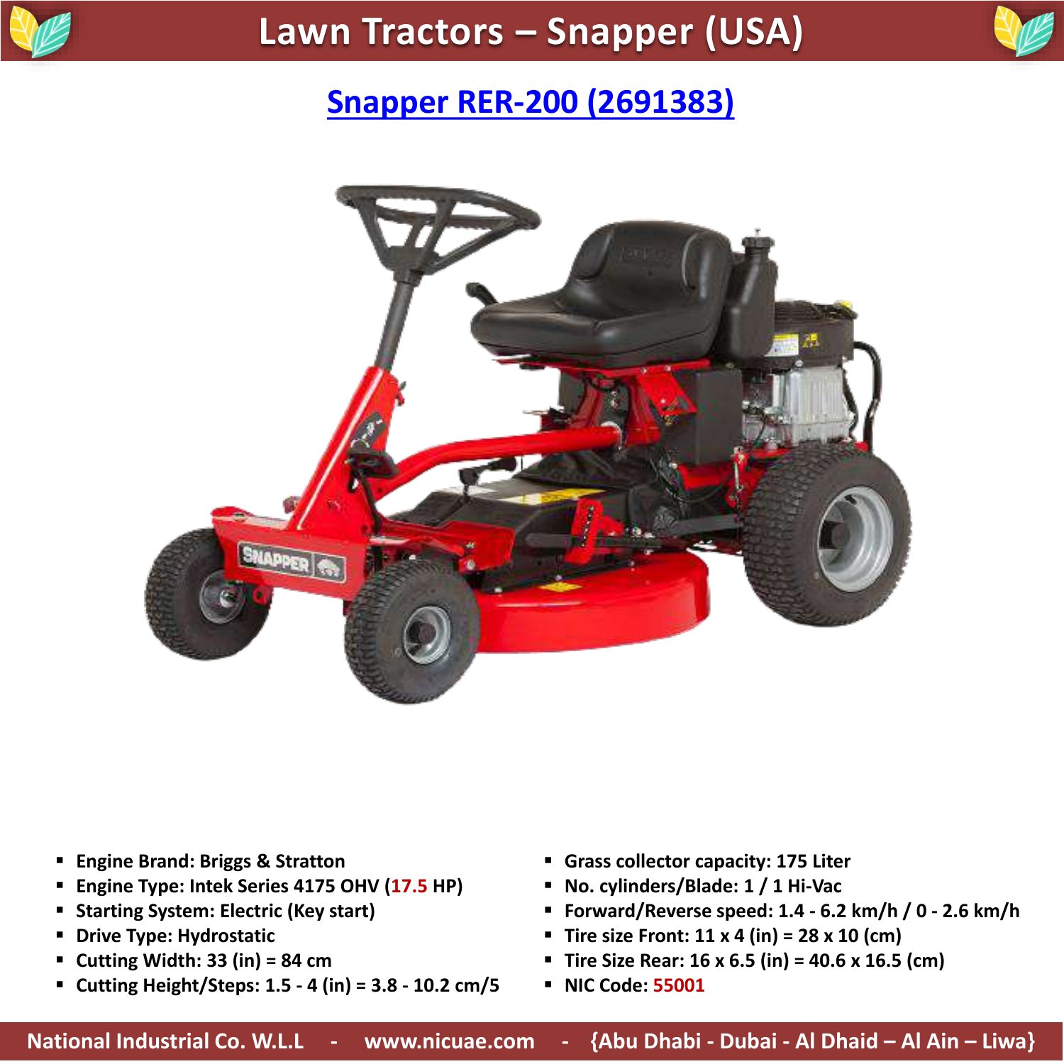# Lawn Tractors – Snapper (USA)

## Snapper RER-200 (2691383)

- Engine Brand: Briggs & Stratton
- Engine Type: Intek Series 4175 OHV (17.5 HP)
- Starting System: Electric (Key start)
- Drive Type: Hydrostatic
- Cutting Width: 33 (in) = 84 cm
- Cutting Height/Steps: 1.5 - 4 (in) = 3.8 - 10.2 cm/5
- Grass collector capacity: 175 Liter
- No. cylinders/Blade: 1 / 1 Hi-Vac
- Forward/Reverse speed: 1.4 - 6.2 km/h / 0 - 2.6 km/h
- Tire size Front: 11 x 4 (in) = 28 x 10 (cm)
- Tire Size Rear: 16 x 6.5 (in) = 40.6 x 16.5 (cm)
- NIC Code: 55001

National Industrial Co. W.L.L - www.nicuae.com - {Abu Dhabi - Dubai - Al Dhaid – Al Ain – Liwa}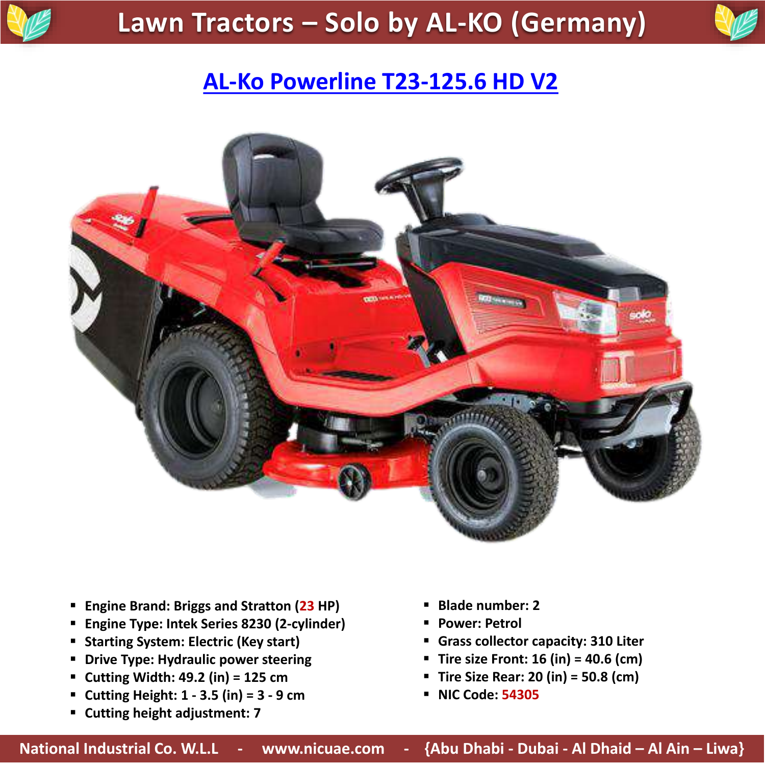# Lawn Tractors – Solo by AL-KO (Germany)

## AL-Ko Powerline T23-125.6 HD V2

- Engine Brand: Briggs and Stratton (23 HP)
- Engine Type: Intek Series 8230 (2-cylinder)
- Starting System: Electric (Key start)
- Drive Type: Hydraulic power steering
- Cutting Width: 49.2 (in) = 125 cm
- Cutting Height: 1 - 3.5 (in) = 3 - 9 cm
- Cutting height adjustment: 7
- Blade number: 2
- Power: Petrol
- Grass collector capacity: 310 Liter
- Tire size Front: 16 (in) = 40.6 (cm)
- Tire Size Rear: 20 (in) = 50.8 (cm)
- NIC Code: 54305

National Industrial Co. W.L.L - www.nicuae.com - {Abu Dhabi - Dubai - Al Dhaid – Al Ain – Liwa}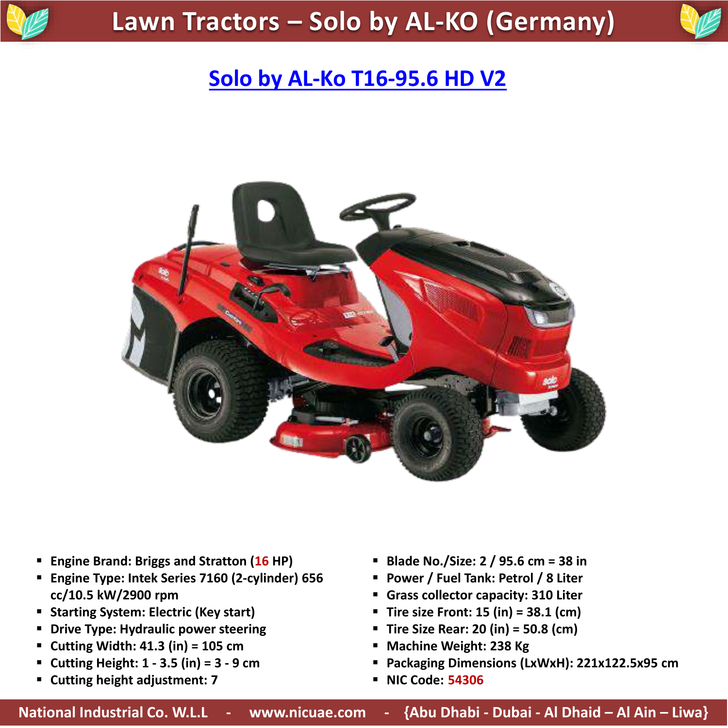# Lawn Tractors – Solo by AL-KO (Germany)

## Solo by AL-Ko T16-95.6 HD V2

- Engine Brand: Briggs and Stratton (16 HP)
- Engine Type: Intek Series 7160 (2-cylinder) 656 cc/10.5 kW/2900 rpm
- Starting System: Electric (Key start)
- Drive Type: Hydraulic power steering
- Cutting Width: 41.3 (in) = 105 cm
- Cutting Height: 1 - 3.5 (in) = 3 - 9 cm
- Cutting height adjustment: 7
- Blade No./Size: 2 / 95.6 cm = 38 in
- Power / Fuel Tank: Petrol / 8 Liter
- Grass collector capacity: 310 Liter
- Tire size Front: 15 (in) = 38.1 (cm)
- Tire Size Rear: 20 (in) = 50.8 (cm)
- Machine Weight: 238 Kg
- Packaging Dimensions (LxWxH): 221x122.5x95 cm
- NIC Code: 54306

National Industrial Co. W.L.L - www.nicuae.com - {Abu Dhabi - Dubai - Al Dhaid – Al Ain – Liwa}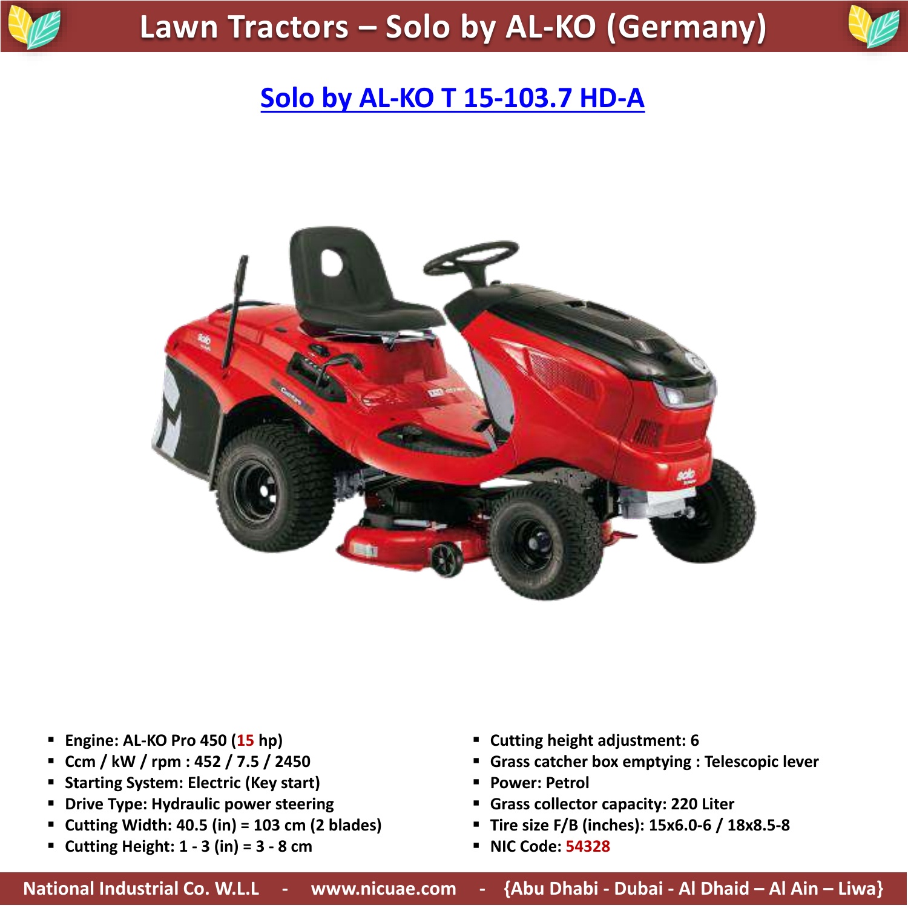# Lawn Tractors – Solo by AL-KO (Germany)

## Solo by AL-KO T 15-103.7 HD-A

- Engine: AL-KO Pro 450 (15 hp)
- Ccm / kW / rpm : 452 / 7.5 / 2450
- Starting System: Electric (Key start)
- Drive Type: Hydraulic power steering
- Cutting Width: 40.5 (in) = 103 cm (2 blades)
- Cutting Height: 1 - 3 (in) = 3 - 8 cm
- Cutting height adjustment: 6
- Grass catcher box emptying : Telescopic lever
- Power: Petrol
- Grass collector capacity: 220 Liter
- Tire size F/B (inches): 15x6.0-6 / 18x8.5-8
- NIC Code: 54328

National Industrial Co. W.L.L - www.nicuae.com - {Abu Dhabi - Dubai - Al Dhaid – Al Ain – Liwa}